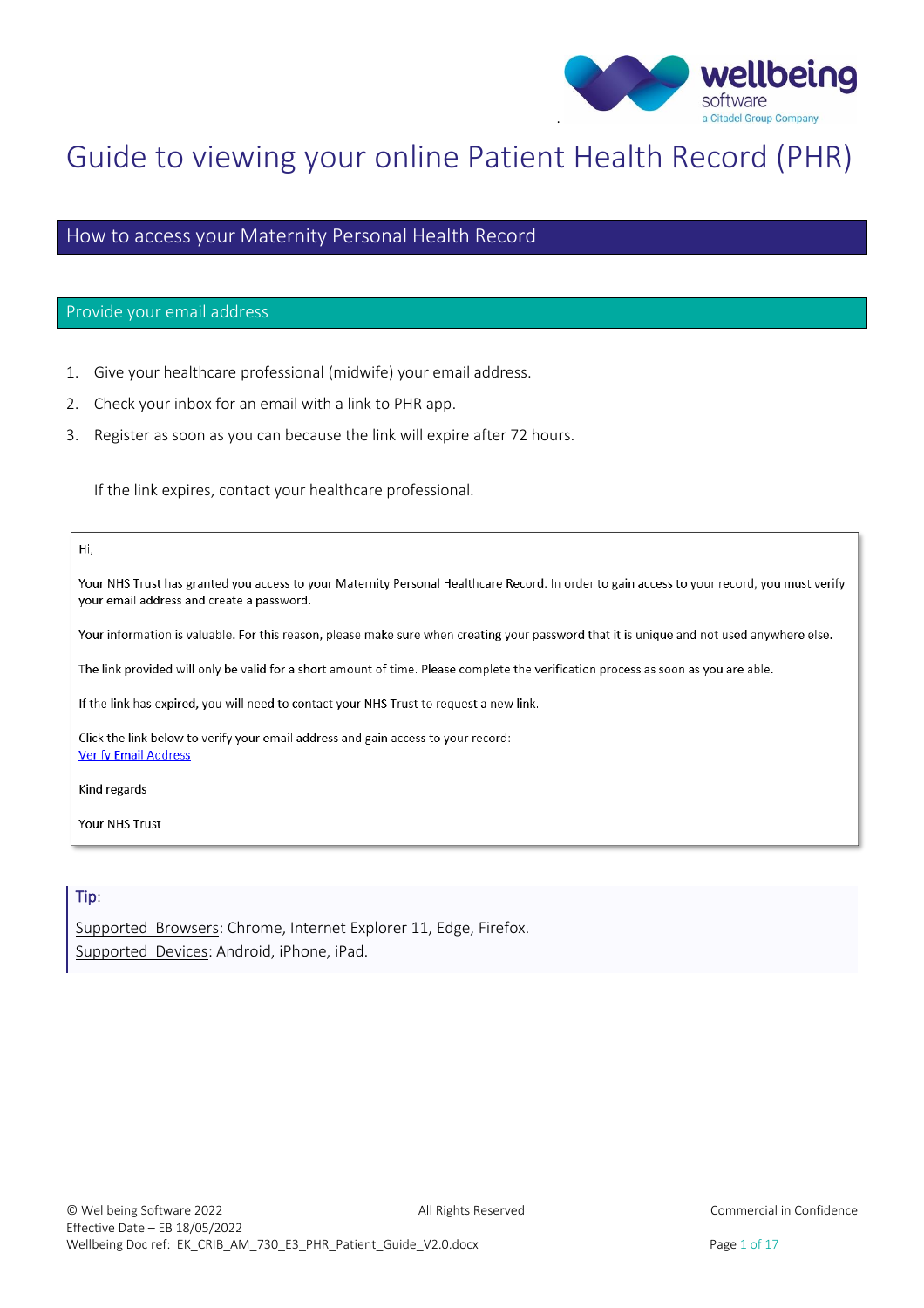# Guide to viewing your online Patient Health Record (PHR)

## How to access your Maternity Personal Health Record

### Provide your email address

1. Give your healthcare professional (midwife) your email address.
2. Check your inbox for an email with a link to PHR app.
3. Register as soon as you can because the link will expire after 72 hours.

   If the link expires, contact your healthcare professional.

> Hi,
>
> Your NHS Trust has granted you access to your Maternity Personal Healthcare Record. In order to gain access to your record, you must verify your email address and create a password.
>
> Your information is valuable. For this reason, please make sure when creating your password that it is unique and not used anywhere else.
>
> The link provided will only be valid for a short amount of time. Please complete the verification process as soon as you are able.
>
> If the link has expired, you will need to contact your NHS Trust to request a new link.
>
> Click the link below to verify your email address and gain access to your record:
> Verify Email Address
>
> Kind regards
>
> Your NHS Trust

> **Tip**:
>
> Supported Browsers: Chrome, Internet Explorer 11, Edge, Firefox.
> Supported Devices: Android, iPhone, iPad.

© Wellbeing Software 2022 All Rights Reserved Commercial in Confidence
Effective Date – EB 18/05/2022
Wellbeing Doc ref: EK_CRIB_AM_730_E3_PHR_Patient_Guide_V2.0.docx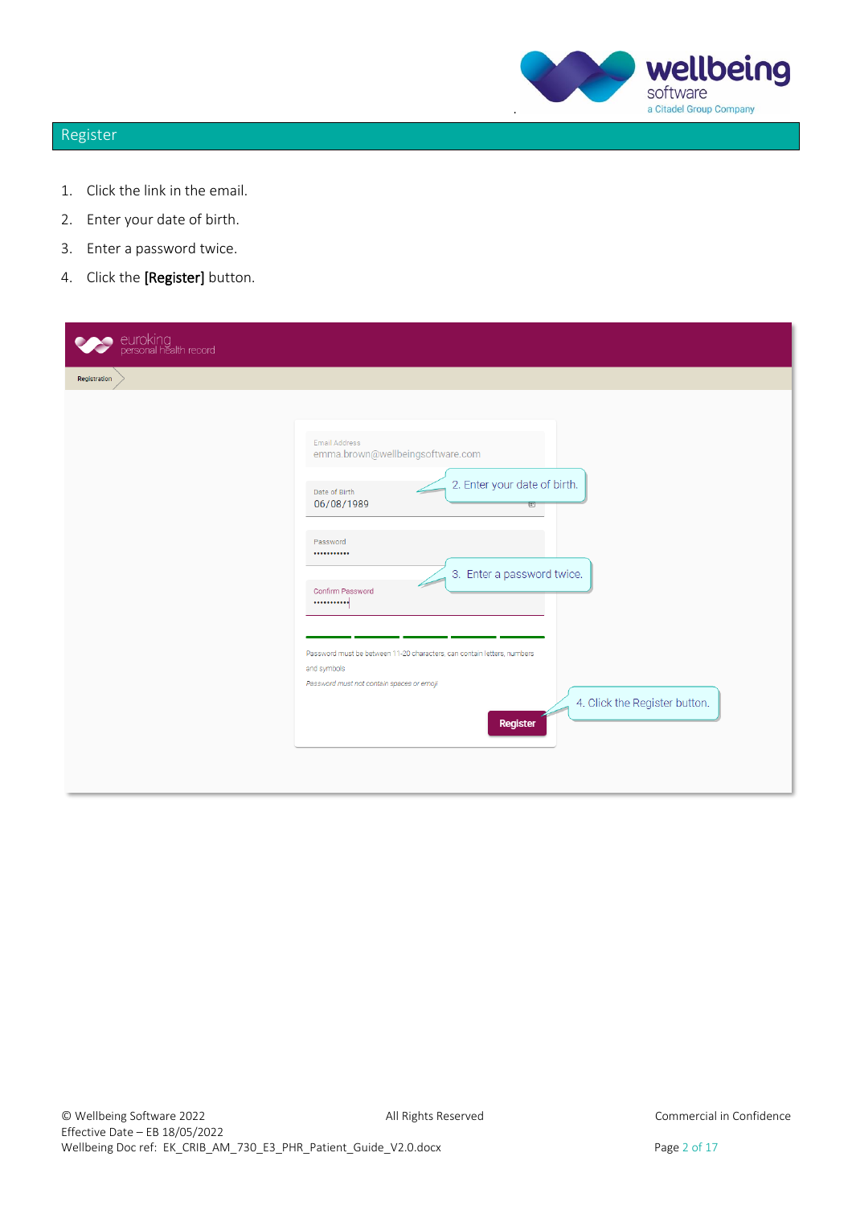# Register

1. Click the link in the email.
2. Enter your date of birth.
3. Enter a password twice.
4. Click the **[Register]** button.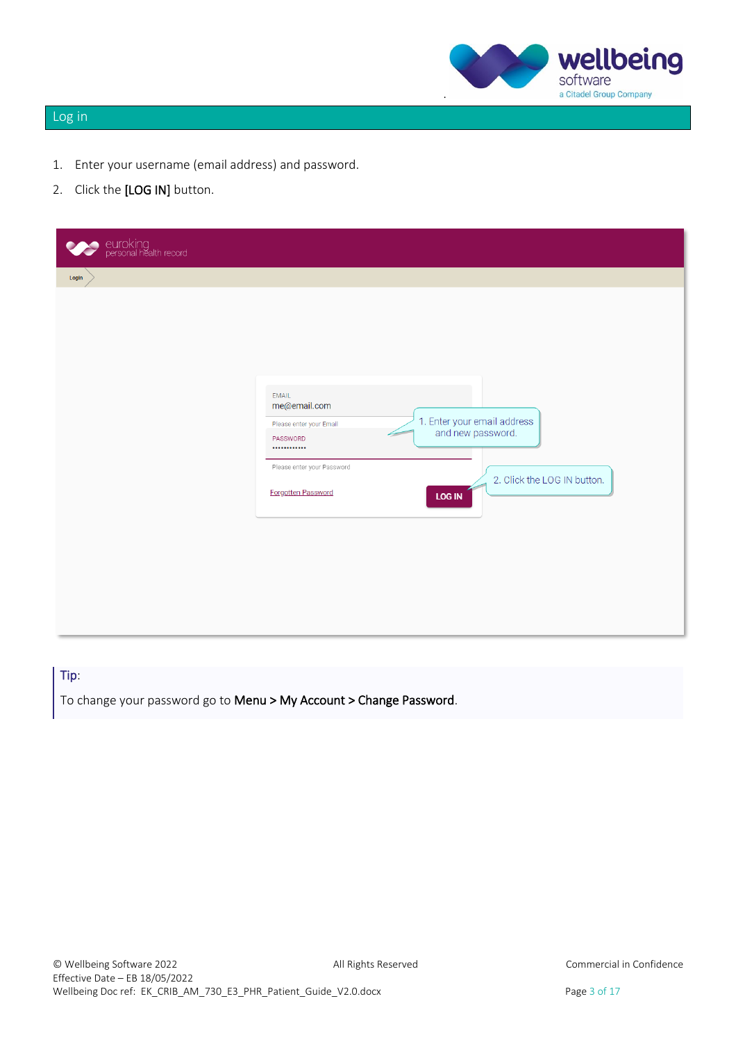## Log in

1. Enter your username (email address) and password.
2. Click the **[LOG IN]** button.

**Tip**:

To change your password go to **Menu > My Account > Change Password**.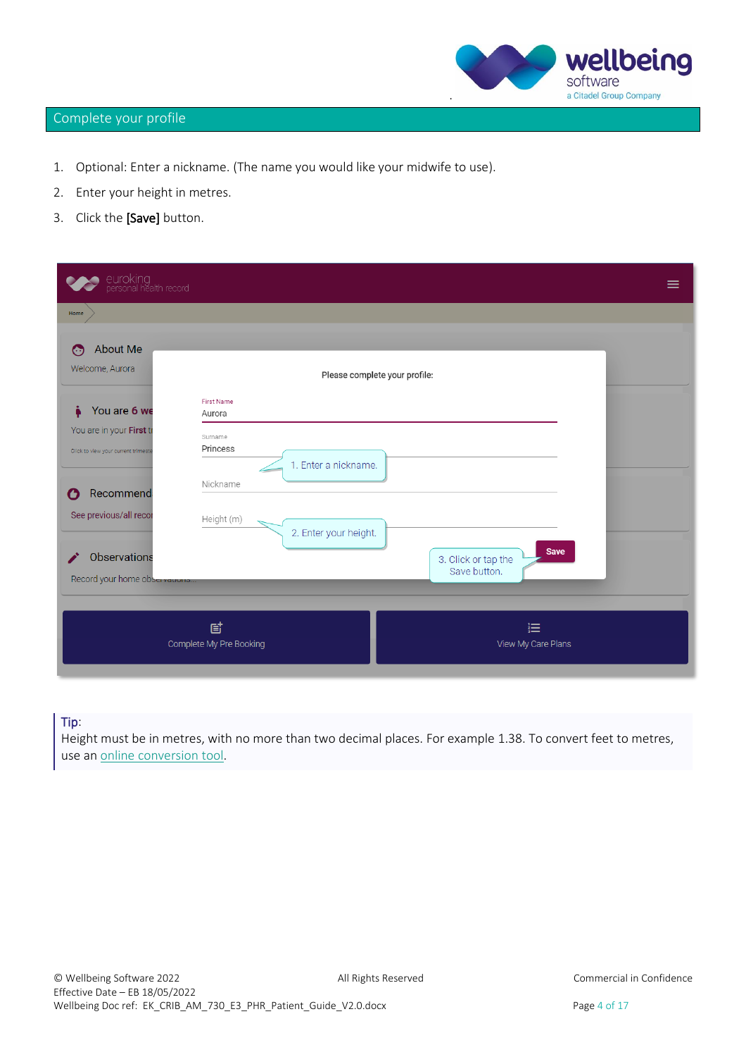## Complete your profile

1. Optional: Enter a nickname. (The name you would like your midwife to use).
2. Enter your height in metres.
3. Click the **[Save]** button.

**Tip**:
Height must be in metres, with no more than two decimal places. For example 1.38. To convert feet to metres, use an online conversion tool.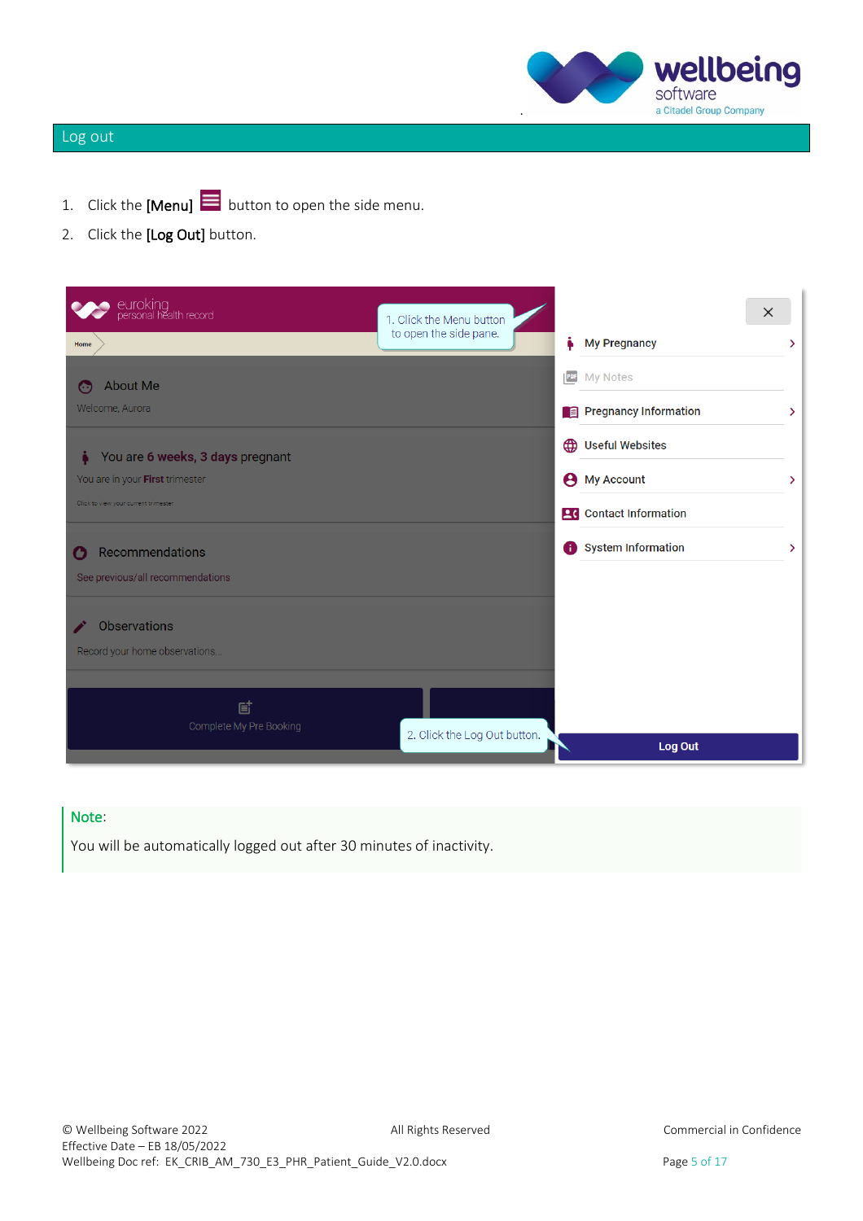## Log out

1. Click the **[Menu]** button to open the side menu.
2. Click the **[Log Out]** button.

**Note:**

You will be automatically logged out after 30 minutes of inactivity.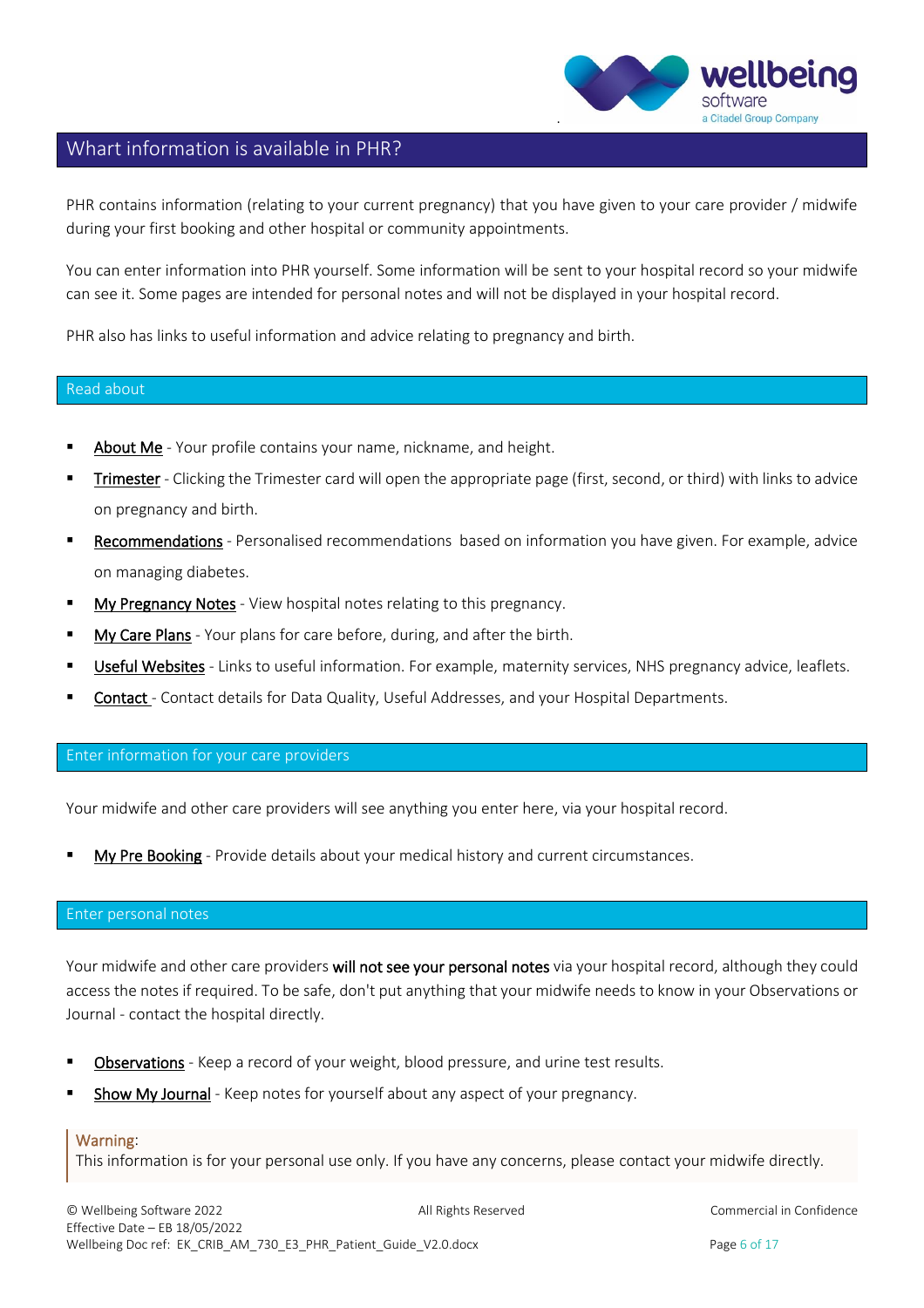## Whart information is available in PHR?

PHR contains information (relating to your current pregnancy) that you have given to your care provider / midwife during your first booking and other hospital or community appointments.

You can enter information into PHR yourself. Some information will be sent to your hospital record so your midwife can see it. Some pages are intended for personal notes and will not be displayed in your hospital record.

PHR also has links to useful information and advice relating to pregnancy and birth.

### Read about

- About Me - Your profile contains your name, nickname, and height.
- Trimester - Clicking the Trimester card will open the appropriate page (first, second, or third) with links to advice on pregnancy and birth.
- Recommendations - Personalised recommendations based on information you have given. For example, advice on managing diabetes.
- My Pregnancy Notes - View hospital notes relating to this pregnancy.
- My Care Plans - Your plans for care before, during, and after the birth.
- Useful Websites - Links to useful information. For example, maternity services, NHS pregnancy advice, leaflets.
- Contact - Contact details for Data Quality, Useful Addresses, and your Hospital Departments.

### Enter information for your care providers

Your midwife and other care providers will see anything you enter here, via your hospital record.

- My Pre Booking - Provide details about your medical history and current circumstances.

### Enter personal notes

Your midwife and other care providers **will not see your personal notes** via your hospital record, although they could access the notes if required. To be safe, don't put anything that your midwife needs to know in your Observations or Journal - contact the hospital directly.

- Observations - Keep a record of your weight, blood pressure, and urine test results.
- Show My Journal - Keep notes for yourself about any aspect of your pregnancy.

> Warning:
> This information is for your personal use only. If you have any concerns, please contact your midwife directly.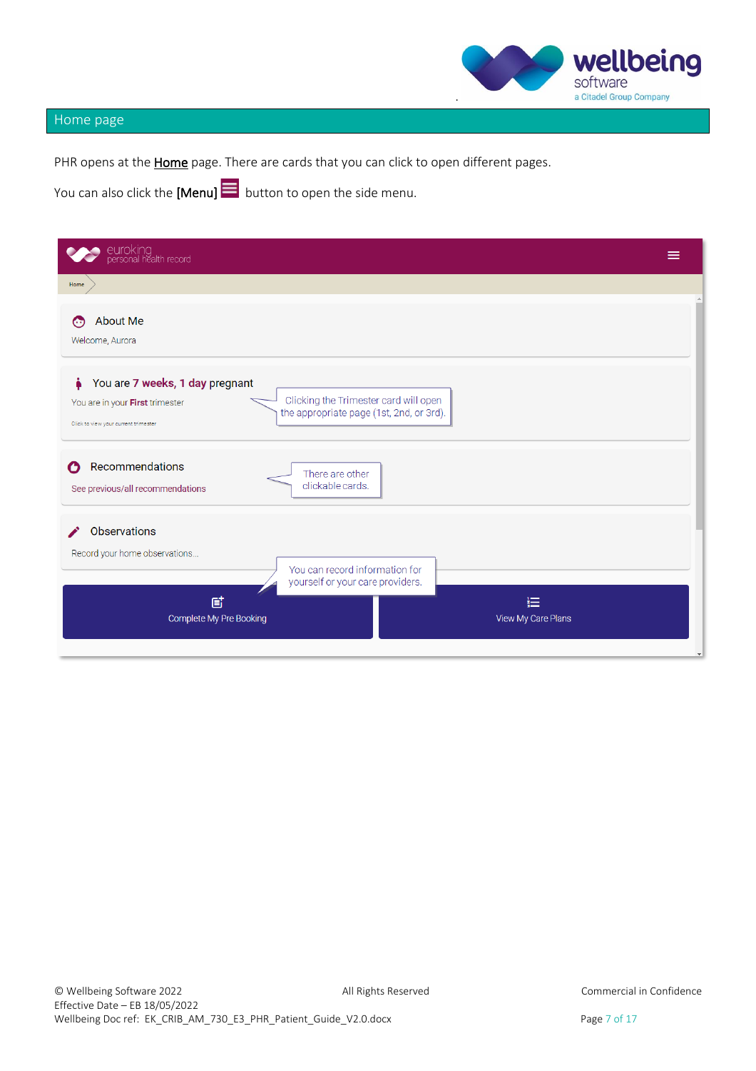## Home page

PHR opens at the Home page. There are cards that you can click to open different pages.

You can also click the **[Menu]** button to open the side menu.

euroking personal health record

Home

About Me

Welcome, Aurora

You are 7 weeks, 1 day pregnant

You are in your First trimester

Click to view your current trimester

Clicking the Trimester card will open the appropriate page (1st, 2nd, or 3rd).

Recommendations

See previous/all recommendations

There are other clickable cards.

Observations

Record your home observations...

You can record information for yourself or your care providers.

Complete My Pre Booking

View My Care Plans

© Wellbeing Software 2022 All Rights Reserved Commercial in Confidence
Effective Date – EB 18/05/2022
Wellbeing Doc ref: EK_CRIB_AM_730_E3_PHR_Patient_Guide_V2.0.docx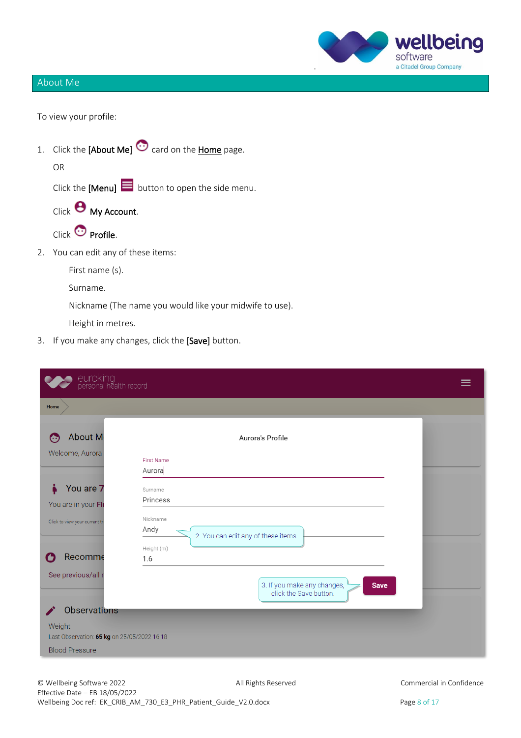## About Me

To view your profile:

1. Click the **[About Me]** card on the **Home** page.

   OR

   Click the **[Menu]** button to open the side menu.

   Click **My Account**.

   Click **Profile**.

2. You can edit any of these items:

   First name (s).

   Surname.

   Nickname (The name you would like your midwife to use).

   Height in metres.

3. If you make any changes, click the **[Save]** button.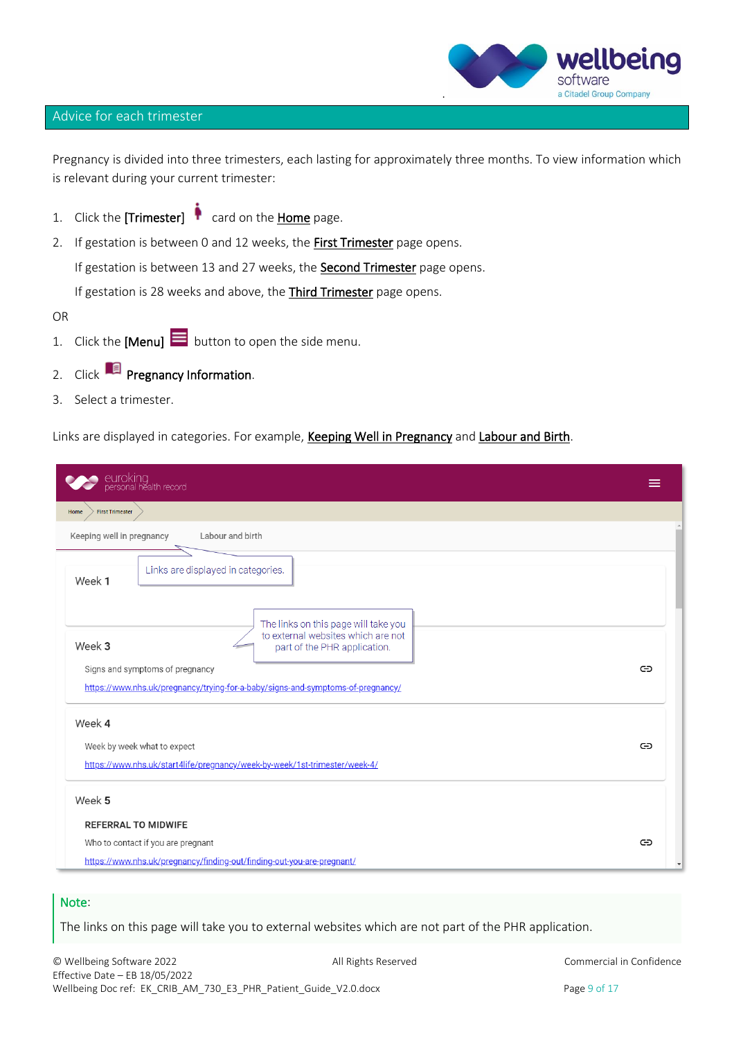## Advice for each trimester

Pregnancy is divided into three trimesters, each lasting for approximately three months. To view information which is relevant during your current trimester:

1. Click the **[Trimester]** card on the **Home** page.
2. If gestation is between 0 and 12 weeks, the **First Trimester** page opens.

   If gestation is between 13 and 27 weeks, the **Second Trimester** page opens.

   If gestation is 28 weeks and above, the **Third Trimester** page opens.

OR

1. Click the **[Menu]** button to open the side menu.
2. Click **Pregnancy Information**.
3. Select a trimester.

Links are displayed in categories. For example, **Keeping Well in Pregnancy** and **Labour and Birth**.

**Note:**

The links on this page will take you to external websites which are not part of the PHR application.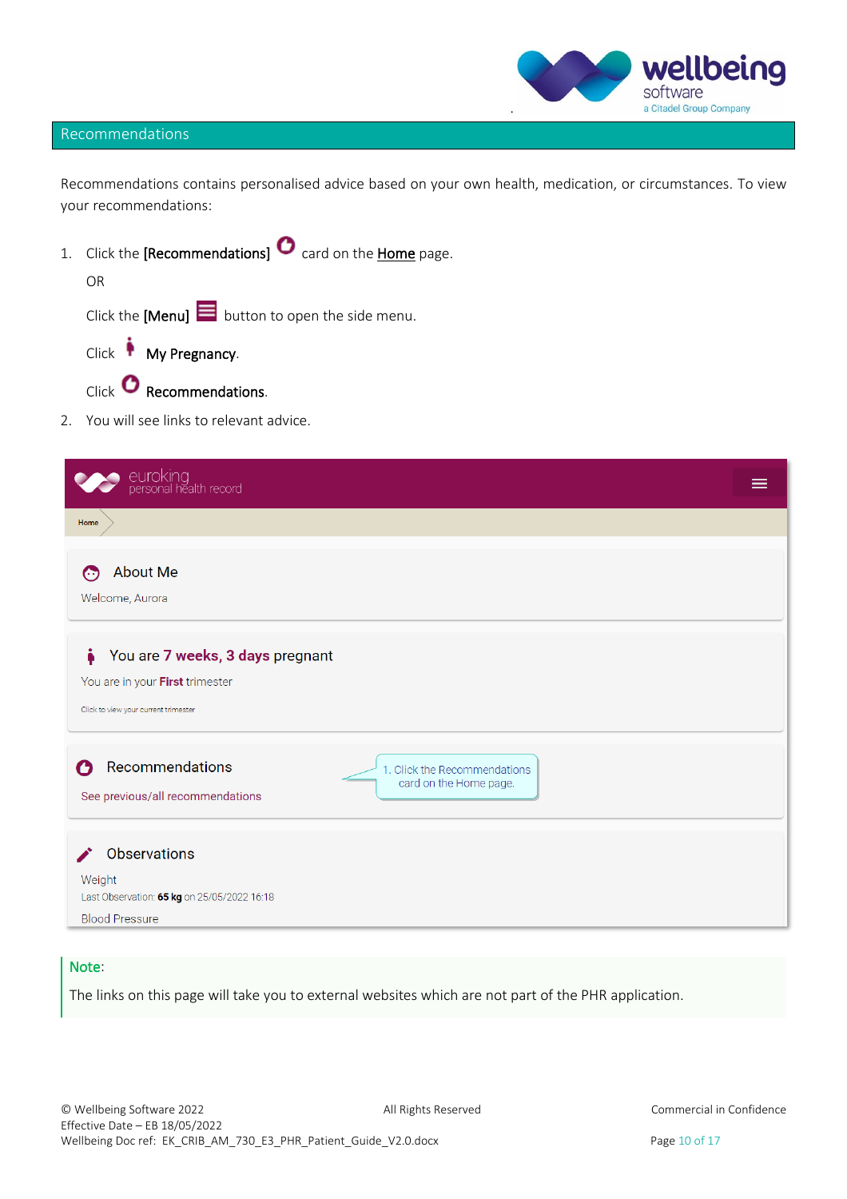## Recommendations

Recommendations contains personalised advice based on your own health, medication, or circumstances. To view your recommendations:

1. Click the **[Recommendations]** card on the **Home** page.

   OR

   Click the **[Menu]** button to open the side menu.

   Click **My Pregnancy**.

   Click **Recommendations**.

2. You will see links to relevant advice.

**Note:**

The links on this page will take you to external websites which are not part of the PHR application.

© Wellbeing Software 2022 All Rights Reserved Commercial in Confidence
Effective Date – EB 18/05/2022
Wellbeing Doc ref: EK_CRIB_AM_730_E3_PHR_Patient_Guide_V2.0.docx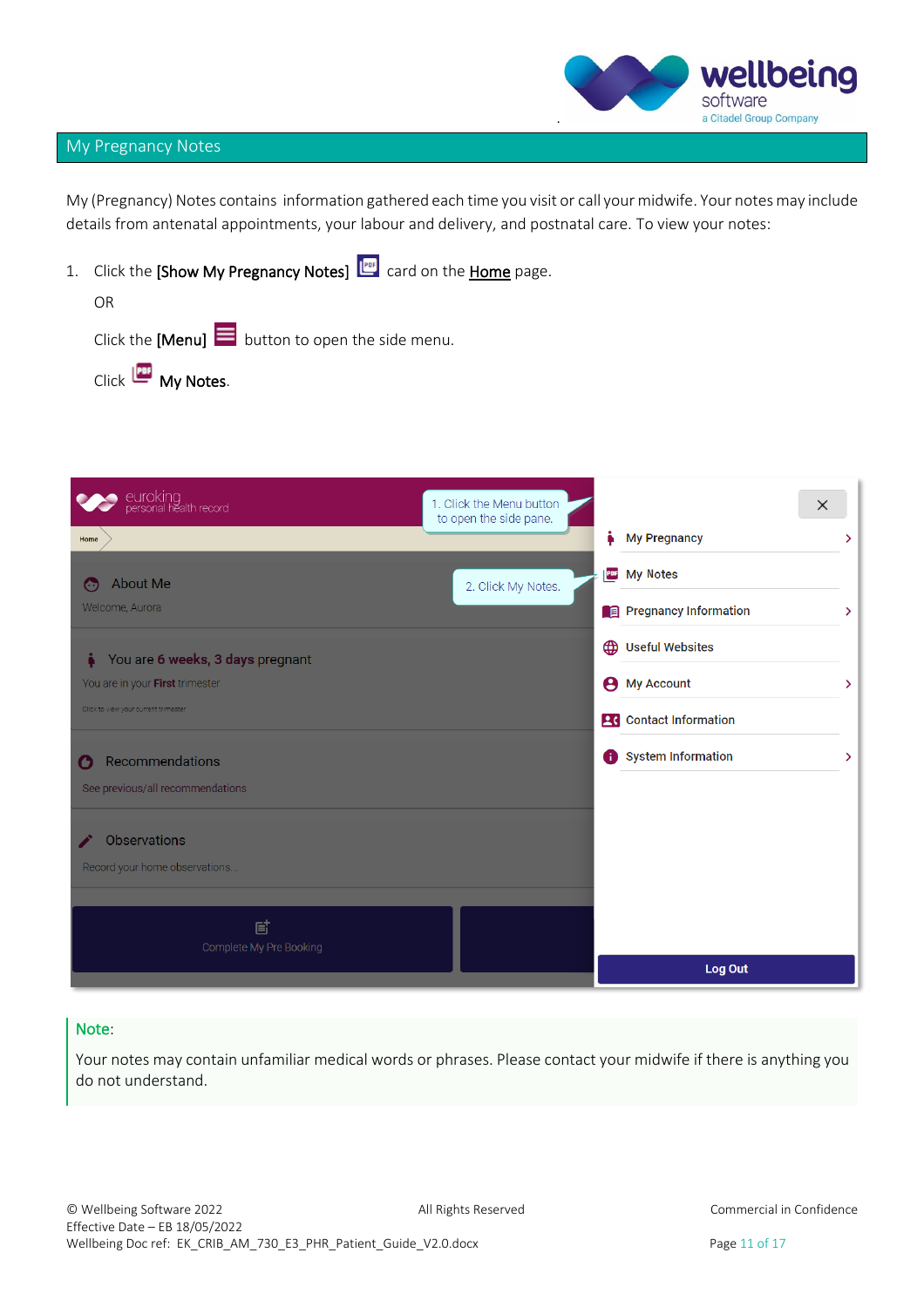## My Pregnancy Notes

My (Pregnancy) Notes contains information gathered each time you visit or call your midwife. Your notes may include details from antenatal appointments, your labour and delivery, and postnatal care. To view your notes:

1. Click the **[Show My Pregnancy Notes]** card on the **Home** page.

   OR

   Click the **[Menu]** button to open the side menu.

   Click **My Notes**.

**Note:**

Your notes may contain unfamiliar medical words or phrases. Please contact your midwife if there is anything you do not understand.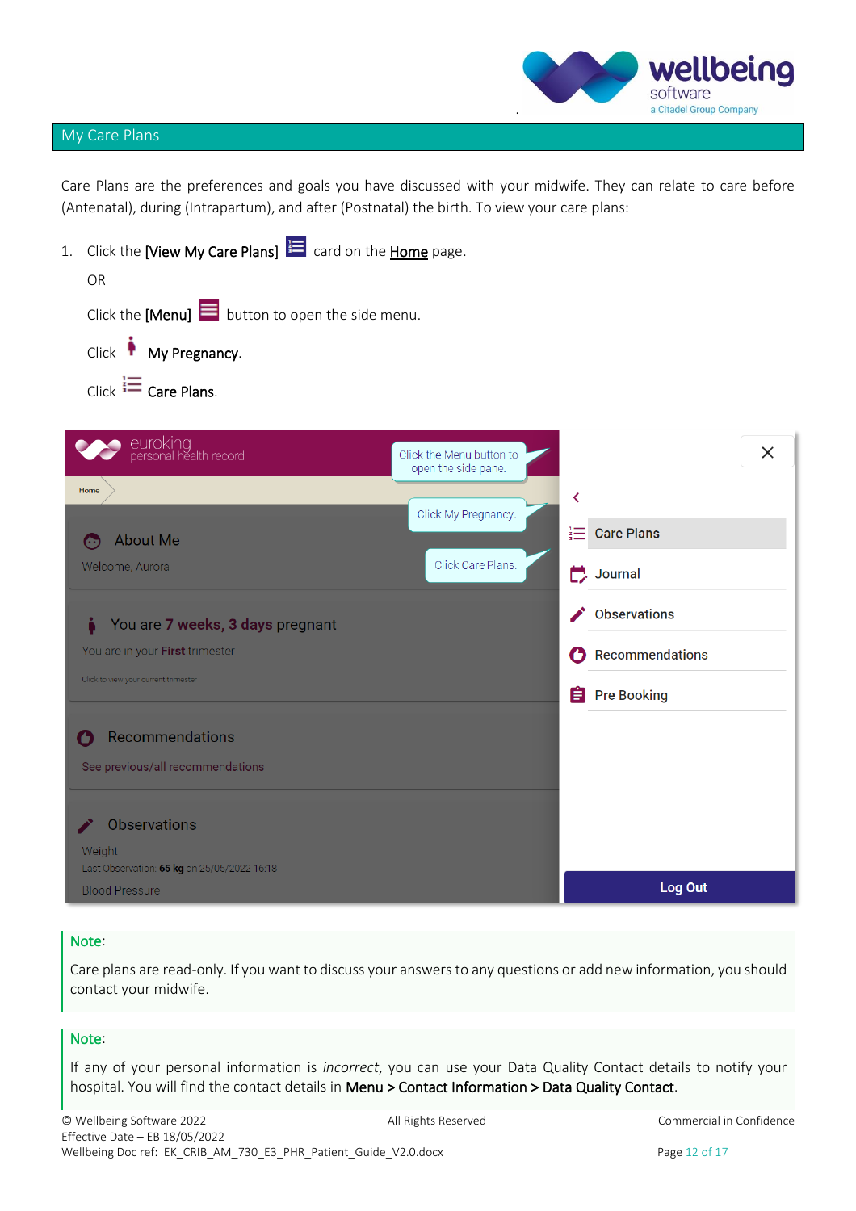## My Care Plans

Care Plans are the preferences and goals you have discussed with your midwife. They can relate to care before (Antenatal), during (Intrapartum), and after (Postnatal) the birth. To view your care plans:

1. Click the **[View My Care Plans]** card on the Home page.

   OR

   Click the **[Menu]** button to open the side menu.

   Click **My Pregnancy**.

   Click **Care Plans**.

**Note:**

Care plans are read-only. If you want to discuss your answers to any questions or add new information, you should contact your midwife.

**Note:**

If any of your personal information is *incorrect*, you can use your Data Quality Contact details to notify your hospital. You will find the contact details in **Menu > Contact Information > Data Quality Contact**.

© Wellbeing Software 2022 All Rights Reserved Commercial in Confidence
Effective Date – EB 18/05/2022
Wellbeing Doc ref: EK_CRIB_AM_730_E3_PHR_Patient_Guide_V2.0.docx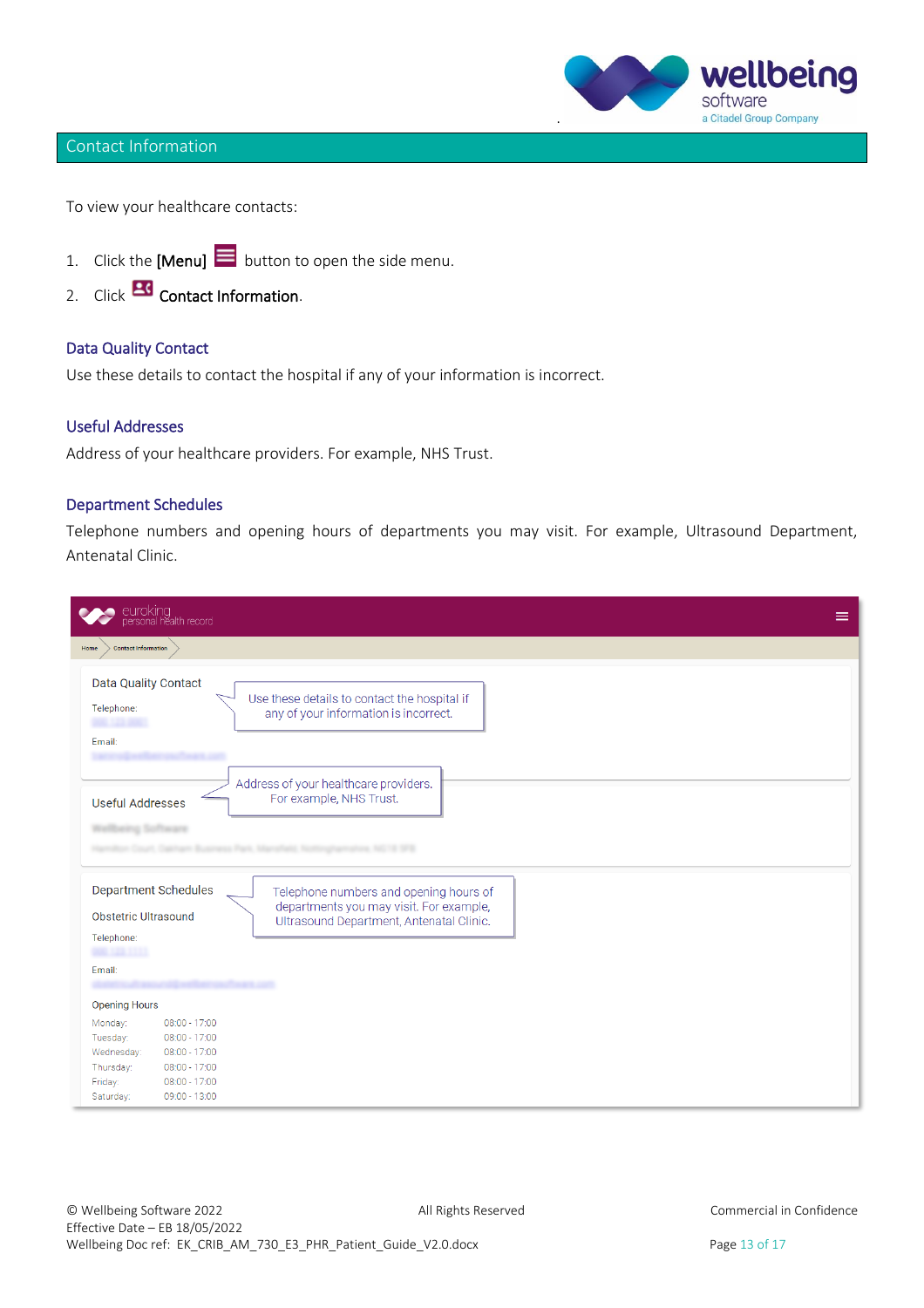## Contact Information

To view your healthcare contacts:

1. Click the **[Menu]** button to open the side menu.
2. Click **Contact Information**.

### Data Quality Contact

Use these details to contact the hospital if any of your information is incorrect.

### Useful Addresses

Address of your healthcare providers. For example, NHS Trust.

### Department Schedules

Telephone numbers and opening hours of departments you may visit. For example, Ultrasound Department, Antenatal Clinic.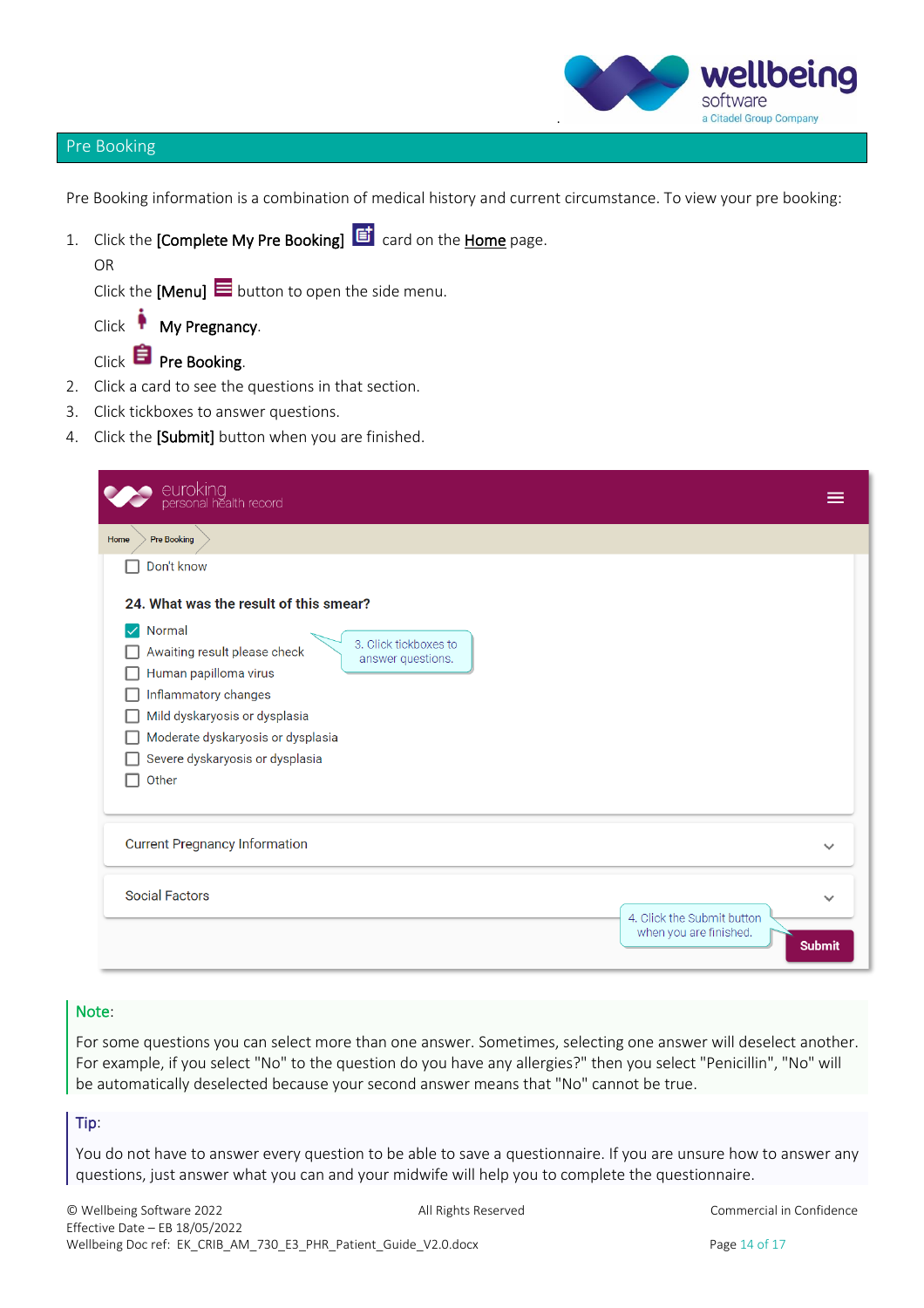## Pre Booking

Pre Booking information is a combination of medical history and current circumstance. To view your pre booking:

1. Click the **[Complete My Pre Booking]** card on the **Home** page.
   OR
   Click the **[Menu]** button to open the side menu.
   Click **My Pregnancy**.
   Click **Pre Booking**.
2. Click a card to see the questions in that section.
3. Click tickboxes to answer questions.
4. Click the **[Submit]** button when you are finished.

**Note:**

For some questions you can select more than one answer. Sometimes, selecting one answer will deselect another. For example, if you select "No" to the question do you have any allergies?" then you select "Penicillin", "No" will be automatically deselected because your second answer means that "No" cannot be true.

**Tip:**

You do not have to answer every question to be able to save a questionnaire. If you are unsure how to answer any questions, just answer what you can and your midwife will help you to complete the questionnaire.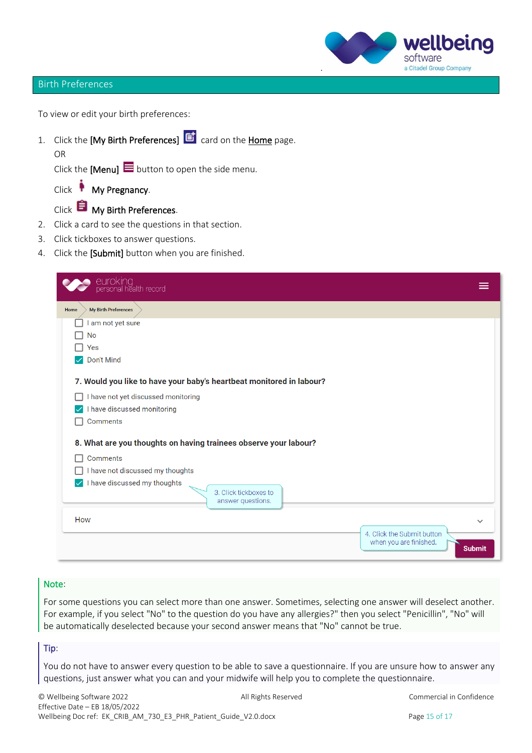## Birth Preferences

To view or edit your birth preferences:

1. Click the **[My Birth Preferences]** card on the Home page.
   OR
   Click the **[Menu]** button to open the side menu.

   Click **My Pregnancy**.

   Click **My Birth Preferences**.
2. Click a card to see the questions in that section.
3. Click tickboxes to answer questions.
4. Click the **[Submit]** button when you are finished.

**Note:**

For some questions you can select more than one answer. Sometimes, selecting one answer will deselect another. For example, if you select "No" to the question do you have any allergies?" then you select "Penicillin", "No" will be automatically deselected because your second answer means that "No" cannot be true.

**Tip:**

You do not have to answer every question to be able to save a questionnaire. If you are unsure how to answer any questions, just answer what you can and your midwife will help you to complete the questionnaire.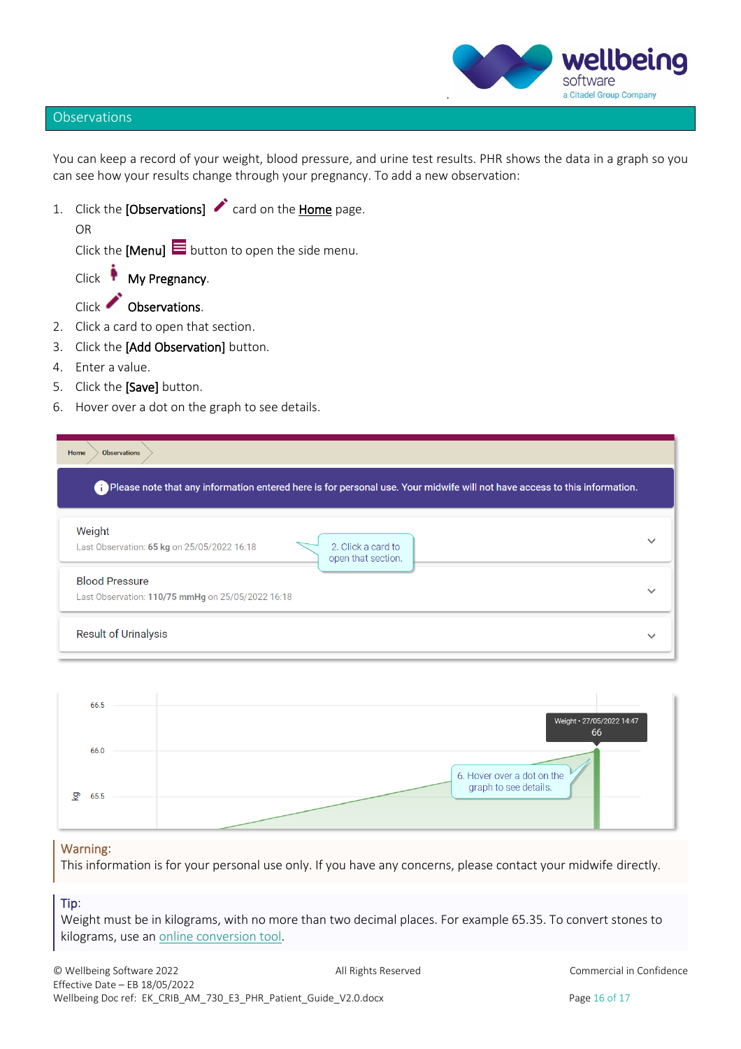## Observations

You can keep a record of your weight, blood pressure, and urine test results. PHR shows the data in a graph so you can see how your results change through your pregnancy. To add a new observation:

1. Click the **[Observations]** card on the **Home** page.

   OR

   Click the **[Menu]** button to open the side menu.

   Click **My Pregnancy**.

   Click **Observations**.
2. Click a card to open that section.
3. Click the **[Add Observation]** button.
4. Enter a value.
5. Click the **[Save]** button.
6. Hover over a dot on the graph to see details.

**Warning**:
This information is for your personal use only. If you have any concerns, please contact your midwife directly.

**Tip**:
Weight must be in kilograms, with no more than two decimal places. For example 65.35. To convert stones to kilograms, use an online conversion tool.

© Wellbeing Software 2022 All Rights Reserved Commercial in Confidence
Effective Date – EB 18/05/2022
Wellbeing Doc ref: EK_CRIB_AM_730_E3_PHR_Patient_Guide_V2.0.docx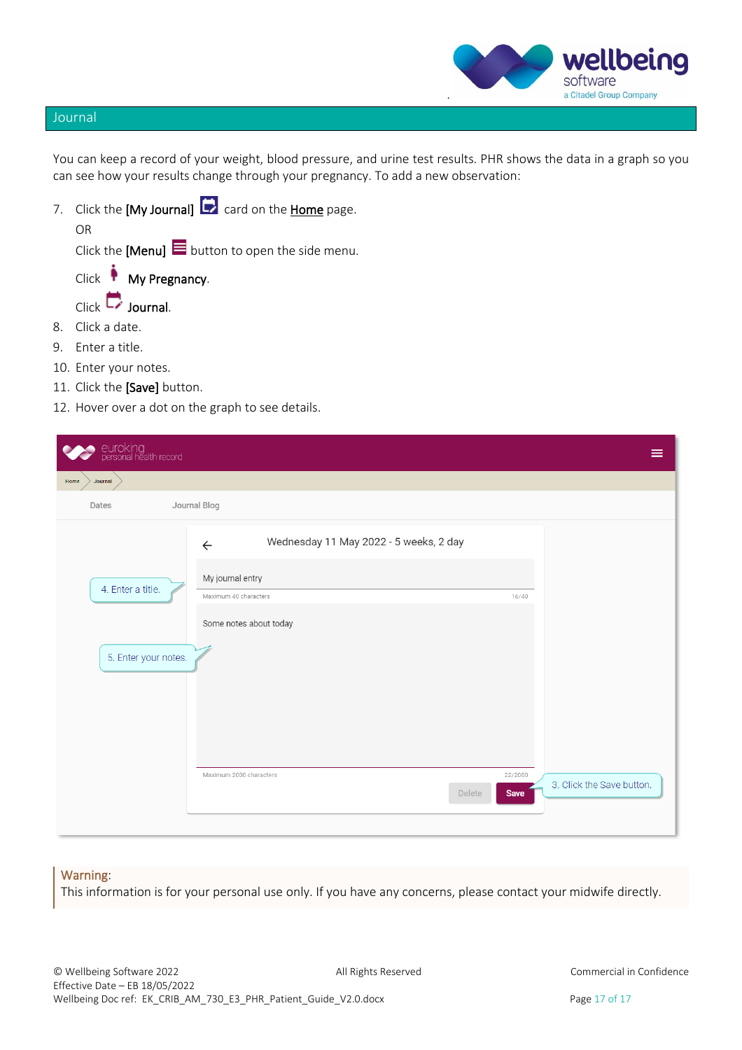## Journal

You can keep a record of your weight, blood pressure, and urine test results. PHR shows the data in a graph so you can see how your results change through your pregnancy. To add a new observation:

7. Click the **[My Journal]** card on the <u>Home</u> page.

   OR

   Click the **[Menu]** button to open the side menu.

   Click **My Pregnancy**.

   Click **Journal**.
8. Click a date.
9. Enter a title.
10. Enter your notes.
11. Click the **[Save]** button.
12. Hover over a dot on the graph to see details.

**Warning:**
This information is for your personal use only. If you have any concerns, please contact your midwife directly.